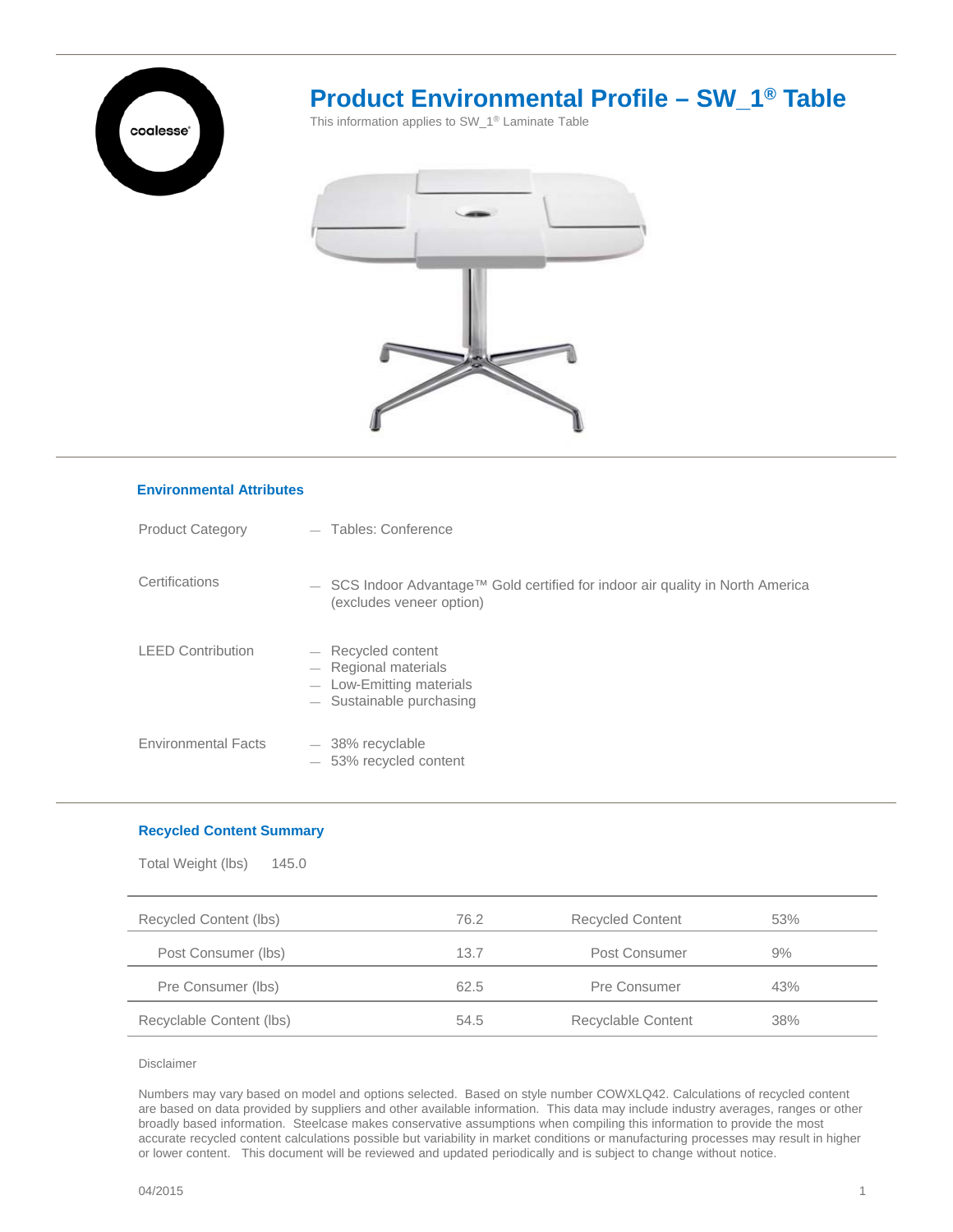# Product Environmental Profile – SW_1® Table

This information applies to SW_1® Laminate Table

## Environmental Attributes

| | |
|---|---|
| Product Category | — Tables: Conference |
| Certifications | — SCS Indoor Advantage™ Gold certified for indoor air quality in North America (excludes veneer option) |
| LEED Contribution | — Recycled content<br>— Regional materials<br>— Low-Emitting materials<br>— Sustainable purchasing |
| Environmental Facts | — 38% recyclable<br>— 53% recycled content |

## Recycled Content Summary

Total Weight (lbs) 145.0

| | | | |
|---|---|---|---|
| Recycled Content (lbs) | 76.2 | Recycled Content | 53% |
| Post Consumer (lbs) | 13.7 | Post Consumer | 9% |
| Pre Consumer (lbs) | 62.5 | Pre Consumer | 43% |
| Recyclable Content (lbs) | 54.5 | Recyclable Content | 38% |

Disclaimer

Numbers may vary based on model and options selected. Based on style number COWXLQ42. Calculations of recycled content are based on data provided by suppliers and other available information. This data may include industry averages, ranges or other broadly based information. Steelcase makes conservative assumptions when compiling this information to provide the most accurate recycled content calculations possible but variability in market conditions or manufacturing processes may result in higher or lower content. This document will be reviewed and updated periodically and is subject to change without notice.

04/2015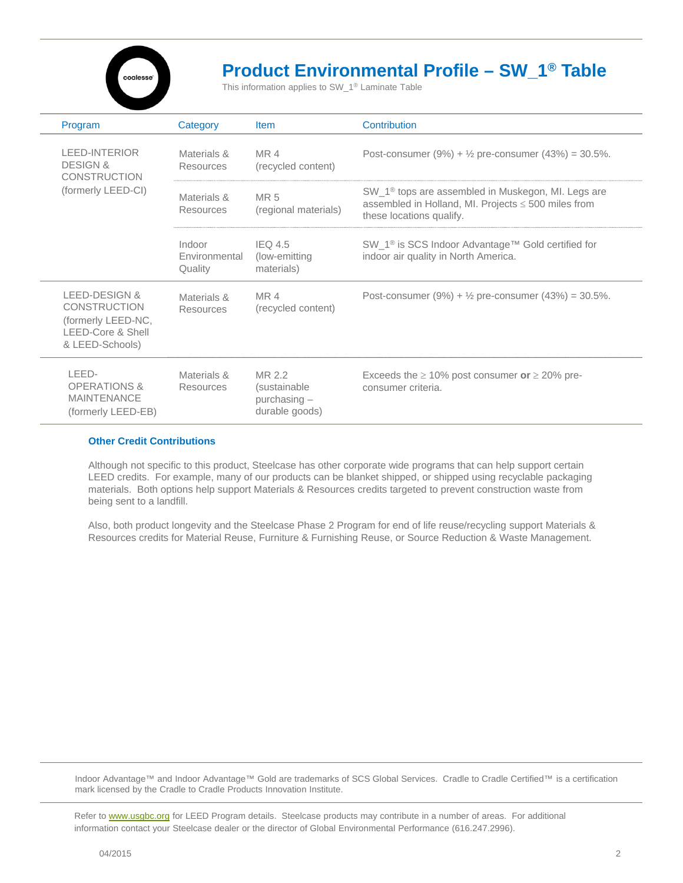# Product Environmental Profile – SW_1® Table

This information applies to SW_1® Laminate Table

| Program | Category | Item | Contribution |
|---|---|---|---|
| LEED-INTERIOR DESIGN & CONSTRUCTION (formerly LEED-CI) | Materials & Resources | MR 4 (recycled content) | Post-consumer (9%) + ½ pre-consumer (43%) = 30.5%. |
| | Materials & Resources | MR 5 (regional materials) | SW_1® tops are assembled in Muskegon, MI. Legs are assembled in Holland, MI. Projects ≤ 500 miles from these locations qualify. |
| | Indoor Environmental Quality | IEQ 4.5 (low-emitting materials) | SW_1® is SCS Indoor Advantage™ Gold certified for indoor air quality in North America. |
| LEED-DESIGN & CONSTRUCTION (formerly LEED-NC, LEED-Core & Shell & LEED-Schools) | Materials & Resources | MR 4 (recycled content) | Post-consumer (9%) + ½ pre-consumer (43%) = 30.5%. |
| LEED-OPERATIONS & MAINTENANCE (formerly LEED-EB) | Materials & Resources | MR 2.2 (sustainable purchasing – durable goods) | Exceeds the ≥ 10% post consumer **or** ≥ 20% pre-consumer criteria. |

### Other Credit Contributions

Although not specific to this product, Steelcase has other corporate wide programs that can help support certain LEED credits. For example, many of our products can be blanket shipped, or shipped using recyclable packaging materials. Both options help support Materials & Resources credits targeted to prevent construction waste from being sent to a landfill.

Also, both product longevity and the Steelcase Phase 2 Program for end of life reuse/recycling support Materials & Resources credits for Material Reuse, Furniture & Furnishing Reuse, or Source Reduction & Waste Management.

Indoor Advantage™ and Indoor Advantage™ Gold are trademarks of SCS Global Services. Cradle to Cradle Certified™ is a certification mark licensed by the Cradle to Cradle Products Innovation Institute.

Refer to www.usgbc.org for LEED Program details. Steelcase products may contribute in a number of areas. For additional information contact your Steelcase dealer or the director of Global Environmental Performance (616.247.2996).

04/2015